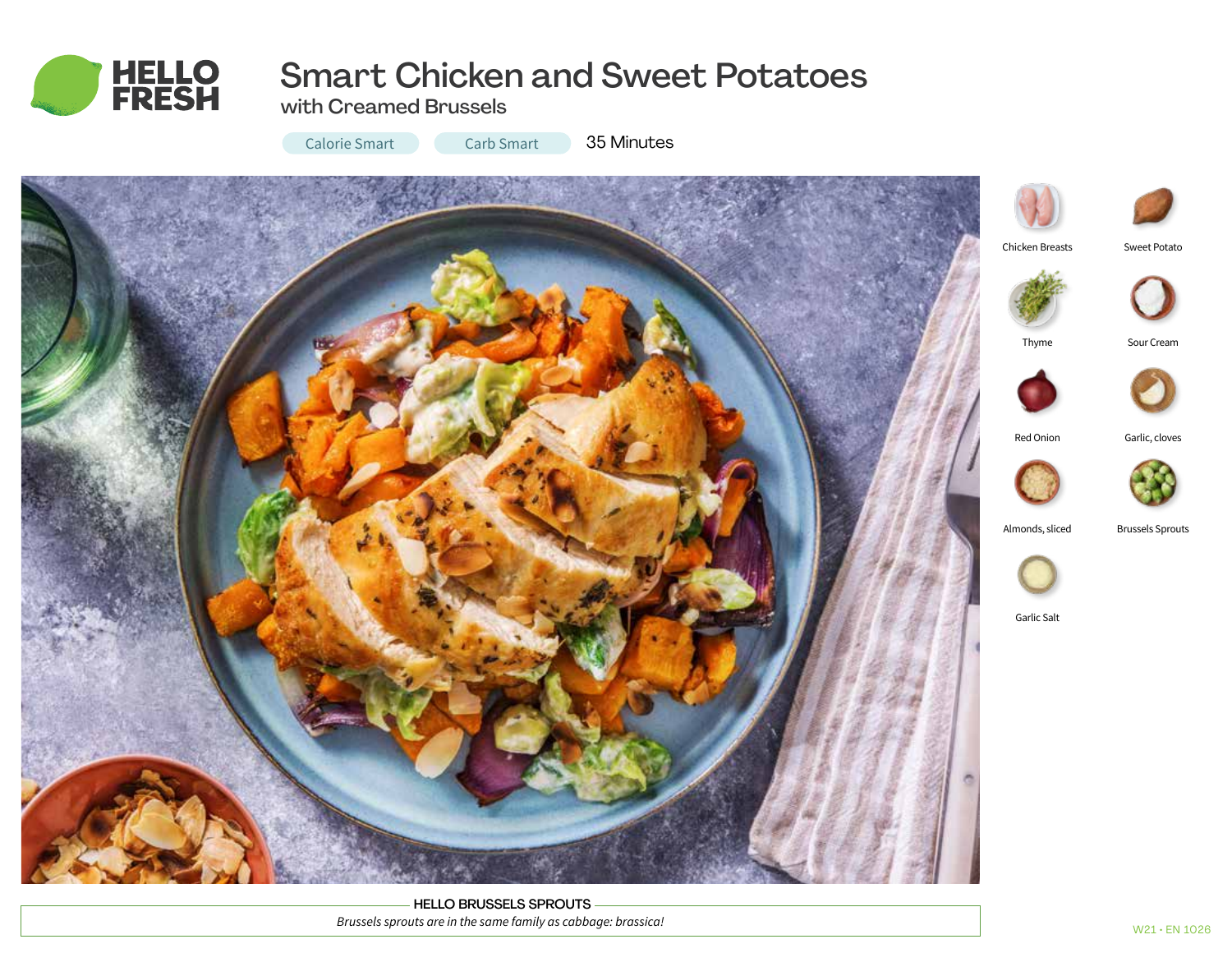# Smart Chicken and Sweet Potatoes

## with Creamed Brussels

Calorie Smart | Carb Smart | 35 Minutes

- Chicken Breasts
- Sweet Potato
- Thyme
- Sour Cream
- Red Onion
- Garlic, cloves
- Almonds, sliced
- Brussels Sprouts
- Garlic Salt

**HELLO BRUSSELS SPROUTS**

*Brussels sprouts are in the same family as cabbage: brassica!*

W21 • EN 1026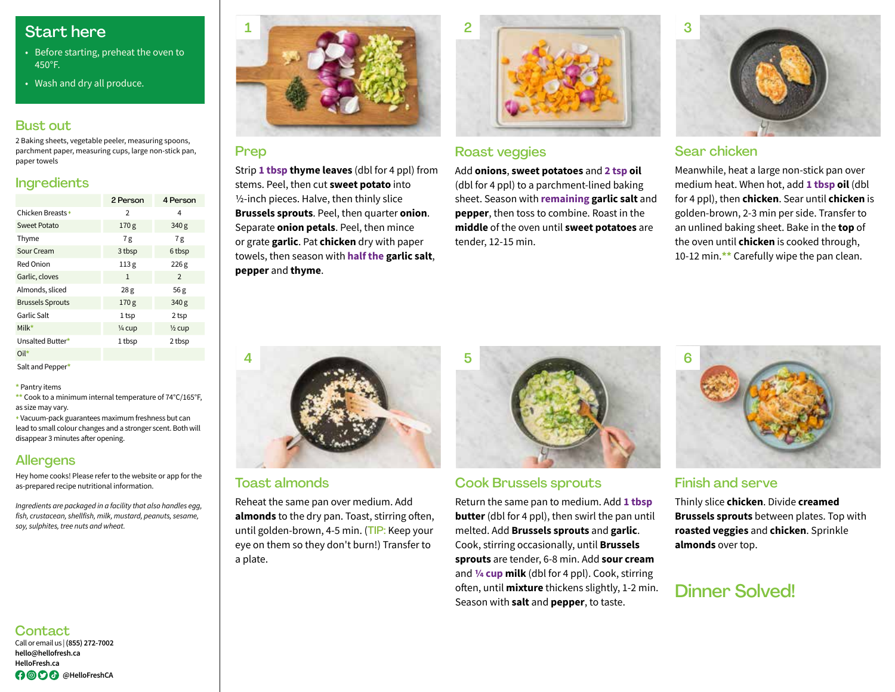## Start here

- Before starting, preheat the oven to 450°F.
- Wash and dry all produce.

## Bust out

2 Baking sheets, vegetable peeler, measuring spoons, parchment paper, measuring cups, large non-stick pan, paper towels

## Ingredients

| | 2 Person | 4 Person |
|---|---|---|
| Chicken Breasts + | 2 | 4 |
| Sweet Potato | 170 g | 340 g |
| Thyme | 7 g | 7 g |
| Sour Cream | 3 tbsp | 6 tbsp |
| Red Onion | 113 g | 226 g |
| Garlic, cloves | 1 | 2 |
| Almonds, sliced | 28 g | 56 g |
| Brussels Sprouts | 170 g | 340 g |
| Garlic Salt | 1 tsp | 2 tsp |
| Milk* | ¼ cup | ½ cup |
| Unsalted Butter* | 1 tbsp | 2 tbsp |
| Oil* | | |
| Salt and Pepper* | | |

\* Pantry items

\*\* Cook to a minimum internal temperature of 74°C/165°F, as size may vary.

+ Vacuum-pack guarantees maximum freshness but can lead to small colour changes and a stronger scent. Both will disappear 3 minutes after opening.

## Allergens

Hey home cooks! Please refer to the website or app for the as-prepared recipe nutritional information.

*Ingredients are packaged in a facility that also handles egg, fish, crustacean, shellfish, milk, mustard, peanuts, sesame, soy, sulphites, tree nuts and wheat.*

## Contact

Call or email us | **(855) 272-7002**
**hello@hellofresh.ca**
**HelloFresh.ca**
**@HelloFreshCA**

### 1 Prep

Strip **1 tbsp thyme leaves** (dbl for 4 ppl) from stems. Peel, then cut **sweet potato** into ½-inch pieces. Halve, then thinly slice **Brussels sprouts**. Peel, then quarter **onion**. Separate **onion petals**. Peel, then mince or grate **garlic**. Pat **chicken** dry with paper towels, then season with **half the garlic salt**, **pepper** and **thyme**.

### 2 Roast veggies

Add **onions**, **sweet potatoes** and **2 tsp oil** (dbl for 4 ppl) to a parchment-lined baking sheet. Season with **remaining garlic salt** and **pepper**, then toss to combine. Roast in the **middle** of the oven until **sweet potatoes** are tender, 12-15 min.

### 3 Sear chicken

Meanwhile, heat a large non-stick pan over medium heat. When hot, add **1 tbsp oil** (dbl for 4 ppl), then **chicken**. Sear until **chicken** is golden-brown, 2-3 min per side. Transfer to an unlined baking sheet. Bake in the **top** of the oven until **chicken** is cooked through, 10-12 min.\*\* Carefully wipe the pan clean.

### 4 Toast almonds

Reheat the same pan over medium. Add **almonds** to the dry pan. Toast, stirring often, until golden-brown, 4-5 min. (TIP: Keep your eye on them so they don't burn!) Transfer to a plate.

### 5 Cook Brussels sprouts

Return the same pan to medium. Add **1 tbsp butter** (dbl for 4 ppl), then swirl the pan until melted. Add **Brussels sprouts** and **garlic**. Cook, stirring occasionally, until **Brussels sprouts** are tender, 6-8 min. Add **sour cream** and **¼ cup milk** (dbl for 4 ppl). Cook, stirring often, until **mixture** thickens slightly, 1-2 min. Season with **salt** and **pepper**, to taste.

### 6 Finish and serve

Thinly slice **chicken**. Divide **creamed Brussels sprouts** between plates. Top with **roasted veggies** and **chicken**. Sprinkle **almonds** over top.

## Dinner Solved!